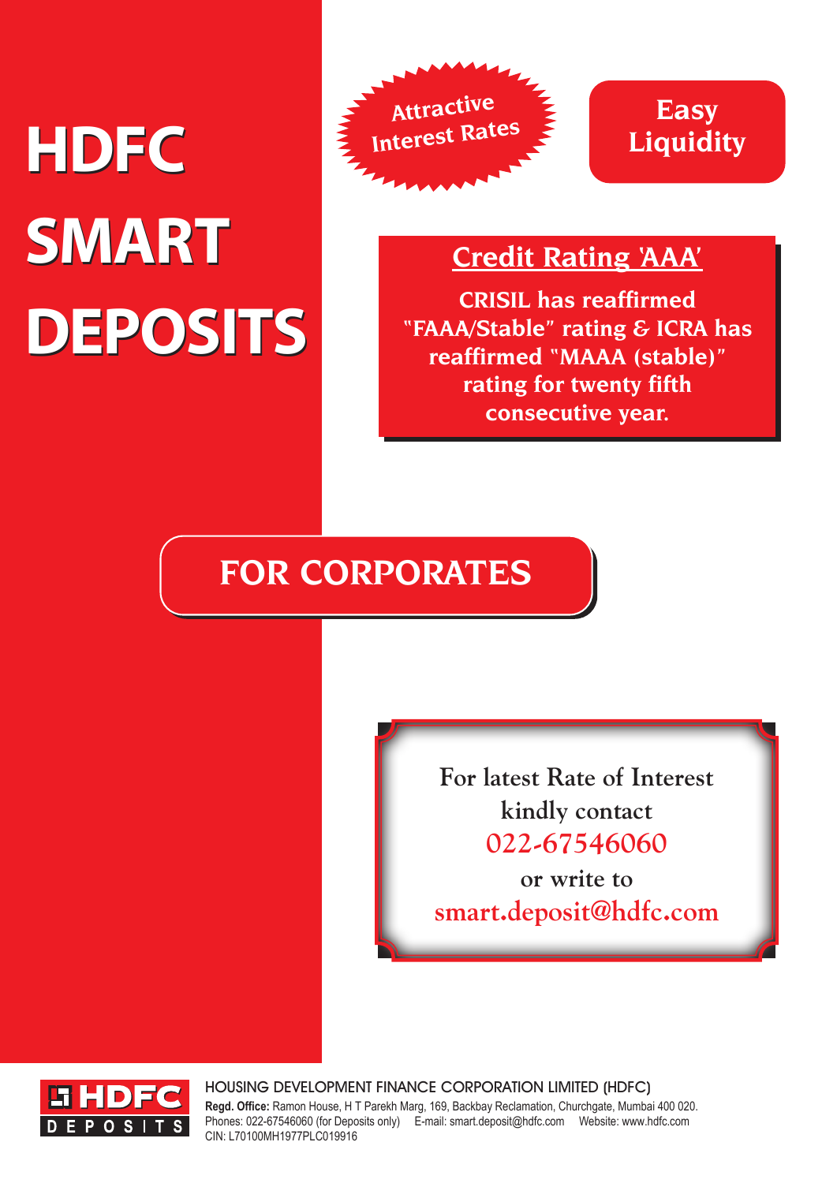# HDFC SMART DEPOSITS

**Attractive Interest Rates**

**Easy Liquidity**

## Credit Rating 'AAA'

**CRISIL has reaffirmed "FAAA/Stable" rating & ICRA has reaffirmed "MAAA (stable)" rating for twenty fifth consecutive year.**

## FOR CORPORATES

For latest Rate of Interest kindly contact
022-67546060
or write to
smart.deposit@hdfc.com

HDFC DEPOSITS

HOUSING DEVELOPMENT FINANCE CORPORATION LIMITED (HDFC)
**Regd. Office:** Ramon House, H T Parekh Marg, 169, Backbay Reclamation, Churchgate, Mumbai 400 020.
Phones: 022-67546060 (for Deposits only) E-mail: smart.deposit@hdfc.com Website: www.hdfc.com
CIN: L70100MH1977PLC019916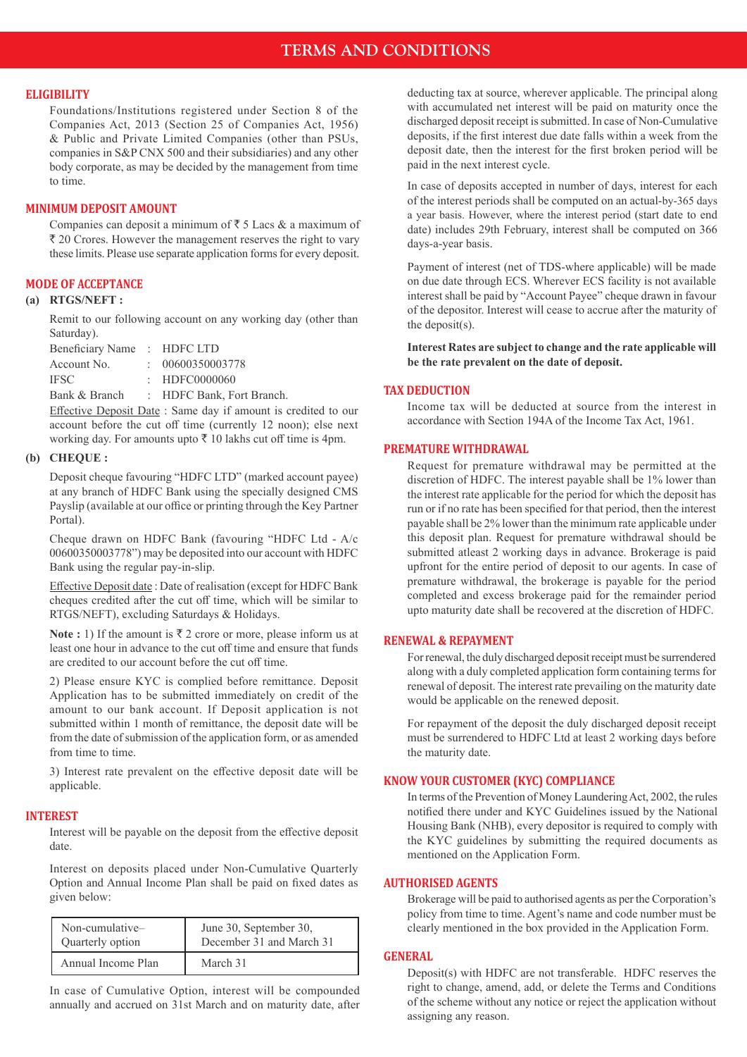# TERMS AND CONDITIONS

## ELIGIBILITY

Foundations/Institutions registered under Section 8 of the Companies Act, 2013 (Section 25 of Companies Act, 1956) & Public and Private Limited Companies (other than PSUs, companies in S&P CNX 500 and their subsidiaries) and any other body corporate, as may be decided by the management from time to time.

## MINIMUM DEPOSIT AMOUNT

Companies can deposit a minimum of ₹ 5 Lacs & a maximum of ₹ 20 Crores. However the management reserves the right to vary these limits. Please use separate application forms for every deposit.

## MODE OF ACCEPTANCE

**(a) RTGS/NEFT :**

Remit to our following account on any working day (other than Saturday).

Beneficiary Name : HDFC LTD
Account No. : 00600350003778
IFSC : HDFC0000060
Bank & Branch : HDFC Bank, Fort Branch.

Effective Deposit Date : Same day if amount is credited to our account before the cut off time (currently 12 noon); else next working day. For amounts upto ₹ 10 lakhs cut off time is 4pm.

**(b) CHEQUE :**

Deposit cheque favouring "HDFC LTD" (marked account payee) at any branch of HDFC Bank using the specially designed CMS Payslip (available at our office or printing through the Key Partner Portal).

Cheque drawn on HDFC Bank (favouring "HDFC Ltd - A/c 00600350003778") may be deposited into our account with HDFC Bank using the regular pay-in-slip.

Effective Deposit date : Date of realisation (except for HDFC Bank cheques credited after the cut off time, which will be similar to RTGS/NEFT), excluding Saturdays & Holidays.

**Note :** 1) If the amount is ₹ 2 crore or more, please inform us at least one hour in advance to the cut off time and ensure that funds are credited to our account before the cut off time.

2) Please ensure KYC is complied before remittance. Deposit Application has to be submitted immediately on credit of the amount to our bank account. If Deposit application is not submitted within 1 month of remittance, the deposit date will be from the date of submission of the application form, or as amended from time to time.

3) Interest rate prevalent on the effective deposit date will be applicable.

## INTEREST

Interest will be payable on the deposit from the effective deposit date.

Interest on deposits placed under Non-Cumulative Quarterly Option and Annual Income Plan shall be paid on fixed dates as given below:

| | |
|---|---|
| Non-cumulative–Quarterly option | June 30, September 30, December 31 and March 31 |
| Annual Income Plan | March 31 |

In case of Cumulative Option, interest will be compounded annually and accrued on 31st March and on maturity date, after deducting tax at source, wherever applicable. The principal along with accumulated net interest will be paid on maturity once the discharged deposit receipt is submitted. In case of Non-Cumulative deposits, if the first interest due date falls within a week from the deposit date, then the interest for the first broken period will be paid in the next interest cycle.

In case of deposits accepted in number of days, interest for each of the interest periods shall be computed on an actual-by-365 days a year basis. However, where the interest period (start date to end date) includes 29th February, interest shall be computed on 366 days-a-year basis.

Payment of interest (net of TDS-where applicable) will be made on due date through ECS. Wherever ECS facility is not available interest shall be paid by "Account Payee" cheque drawn in favour of the depositor. Interest will cease to accrue after the maturity of the deposit(s).

**Interest Rates are subject to change and the rate applicable will be the rate prevalent on the date of deposit.**

## TAX DEDUCTION

Income tax will be deducted at source from the interest in accordance with Section 194A of the Income Tax Act, 1961.

## PREMATURE WITHDRAWAL

Request for premature withdrawal may be permitted at the discretion of HDFC. The interest payable shall be 1% lower than the interest rate applicable for the period for which the deposit has run or if no rate has been specified for that period, then the interest payable shall be 2% lower than the minimum rate applicable under this deposit plan. Request for premature withdrawal should be submitted atleast 2 working days in advance. Brokerage is paid upfront for the entire period of deposit to our agents. In case of premature withdrawal, the brokerage is payable for the period completed and excess brokerage paid for the remainder period upto maturity date shall be recovered at the discretion of HDFC.

## RENEWAL & REPAYMENT

For renewal, the duly discharged deposit receipt must be surrendered along with a duly completed application form containing terms for renewal of deposit. The interest rate prevailing on the maturity date would be applicable on the renewed deposit.

For repayment of the deposit the duly discharged deposit receipt must be surrendered to HDFC Ltd at least 2 working days before the maturity date.

## KNOW YOUR CUSTOMER (KYC) COMPLIANCE

In terms of the Prevention of Money Laundering Act, 2002, the rules notified there under and KYC Guidelines issued by the National Housing Bank (NHB), every depositor is required to comply with the KYC guidelines by submitting the required documents as mentioned on the Application Form.

## AUTHORISED AGENTS

Brokerage will be paid to authorised agents as per the Corporation's policy from time to time. Agent's name and code number must be clearly mentioned in the box provided in the Application Form.

## GENERAL

Deposit(s) with HDFC are not transferable. HDFC reserves the right to change, amend, add, or delete the Terms and Conditions of the scheme without any notice or reject the application without assigning any reason.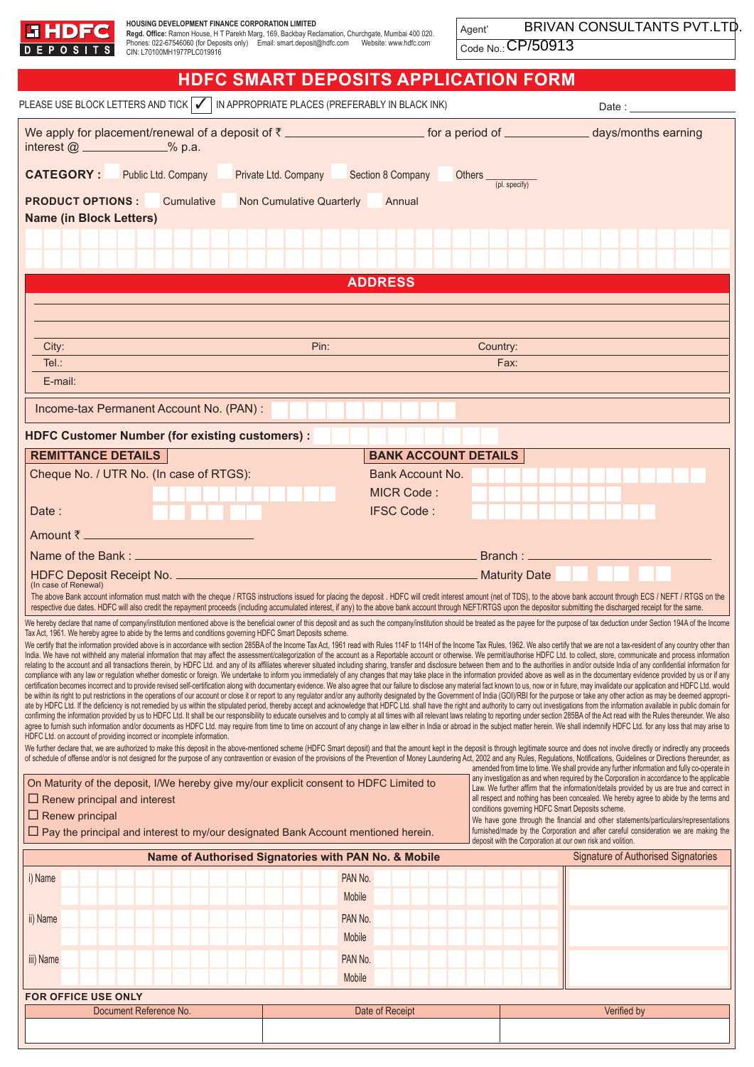**HDFC DEPOSITS**

**HOUSING DEVELOPMENT FINANCE CORPORATION LIMITED**
**Regd. Office:** Ramon House, H T Parekh Marg, 169, Backbay Reclamation, Churchgate, Mumbai 400 020.
Phones: 022-67546060 (for Deposits only) Email: smart.deposit@hdfc.com Website: www.hdfc.com
CIN: L70100MH1977PLC019916

Agent' BRIVAN CONSULTANTS PVT.LTD.
Code No.: CP/50913

# HDFC SMART DEPOSITS APPLICATION FORM

PLEASE USE BLOCK LETTERS AND TICK ✓ IN APPROPRIATE PLACES (PREFERABLY IN BLACK INK)

Date : ____________

We apply for placement/renewal of a deposit of ₹ ____________ for a period of ________ days/months earning interest @ ________% p.a.

**CATEGORY :** ☐ Public Ltd. Company ☐ Private Ltd. Company ☐ Section 8 Company ☐ Others ________ (pl. specify)

**PRODUCT OPTIONS :** ☐ Cumulative ☐ Non Cumulative Quarterly ☐ Annual

**Name (in Block Letters)**

## ADDRESS

City: Pin: Country:

Tel.: Fax:

E-mail:

Income-tax Permanent Account No. (PAN) :

**HDFC Customer Number (for existing customers) :**

| REMITTANCE DETAILS | BANK ACCOUNT DETAILS |
|---|---|
| Cheque No. / UTR No. (In case of RTGS): | Bank Account No. |
| | MICR Code : |
| Date : | IFSC Code : |
| Amount ₹ ____________ | |

Name of the Bank : ____________ Branch : ____________

HDFC Deposit Receipt No. ____________ Maturity Date
(In case of Renewal)

The above Bank account information must match with the cheque / RTGS instructions issued for placing the deposit . HDFC will credit interest amount (net of TDS), to the above bank account through ECS / NEFT / RTGS on the respective due dates. HDFC will also credit the repayment proceeds (including accumulated interest, if any) to the above bank account through NEFT/RTGS upon the depositor submitting the discharged receipt for the same.

We hereby declare that name of company/institution mentioned above is the beneficial owner of this deposit and as such the company/institution should be treated as the payee for the purpose of tax deduction under Section 194A of the Income Tax Act, 1961. We hereby agree to abide by the terms and conditions governing HDFC Smart Deposits scheme.

We certify that the information provided above is in accordance with section 285BA of the Income Tax Act, 1961 read with Rules 114F to 114H of the Income Tax Rules, 1962. We also certify that we are not a tax-resident of any country other than India. We have not withheld any material information that may affect the assessment/categorization of the account as a Reportable account or otherwise. We permit/authorise HDFC Ltd. to collect, store, communicate and process information relating to the account and all transactions therein, by HDFC Ltd. and any of its affiliates wherever situated including sharing, transfer and disclosure between them and to the authorities in and/or outside India of any confidential information for compliance with any law or regulation whether domestic or foreign. We undertake to inform you immediately of any changes that may take place in the information provided above as well as in the documentary evidence provided by us or if any certification becomes incorrect and to provide revised self-certification along with documentary evidence. We also agree that our failure to disclose any material fact known to us, now or in future, may invalidate our application and HDFC Ltd. would be within its right to put restrictions in the operations of our account or close it or report to any regulator and/or any authority designated by the Government of India (GOI)/RBI for the purpose or take any other action as may be deemed appropriate by HDFC Ltd. If the deficiency is not remedied by us within the stipulated period, thereby accept and acknowledge that HDFC Ltd. shall have the right and authority to carry out investigations from the information available in public domain for confirming the information provided by us to HDFC Ltd. It shall be our responsibility to educate ourselves and to comply at all times with all relevant laws relating to reporting under section 285BA of the Act read with the Rules thereunder. We also agree to furnish such information and/or documents as HDFC Ltd. may require from time to time on account of any change in law either in India or abroad in the subject matter herein. We shall indemnify HDFC Ltd. for any loss that may arise to HDFC Ltd. on account of providing incorrect or incomplete information.

We further declare that, we are authorized to make this deposit in the above-mentioned scheme (HDFC Smart deposit) and that the amount kept in the deposit is through legitimate source and does not involve directly or indirectly any proceeds of schedule of offense and/or is not designed for the purpose of any contravention or evasion of the provisions of the Prevention of Money Laundering Act, 2002 and any Rules, Regulations, Notifications, Guidelines or Directions thereunder, as amended from time to time. We shall provide any further information and fully co-operate in any investigation as and when required by the Corporation in accordance to the applicable Law. We further affirm that the information/details provided by us are true and correct in all respect and nothing has been concealed. We hereby agree to abide by the terms and conditions governing HDFC Smart Deposits scheme.

We have gone through the financial and other statements/particulars/representations furnished/made by the Corporation and after careful consideration we are making the deposit with the Corporation at our own risk and volition.

On Maturity of the deposit, I/We hereby give my/our explicit consent to HDFC Limited to

☐ Renew principal and interest

☐ Renew principal

☐ Pay the principal and interest to my/our designated Bank Account mentioned herein.

| Name of Authorised Signatories with PAN No. & Mobile | | Signature of Authorised Signatories |
|---|---|---|
| i) Name | PAN No. | |
| | Mobile | |
| ii) Name | PAN No. | |
| | Mobile | |
| iii) Name | PAN No. | |
| | Mobile | |

**FOR OFFICE USE ONLY**

| Document Reference No. | Date of Receipt | Verified by |
|---|---|---|
| | | |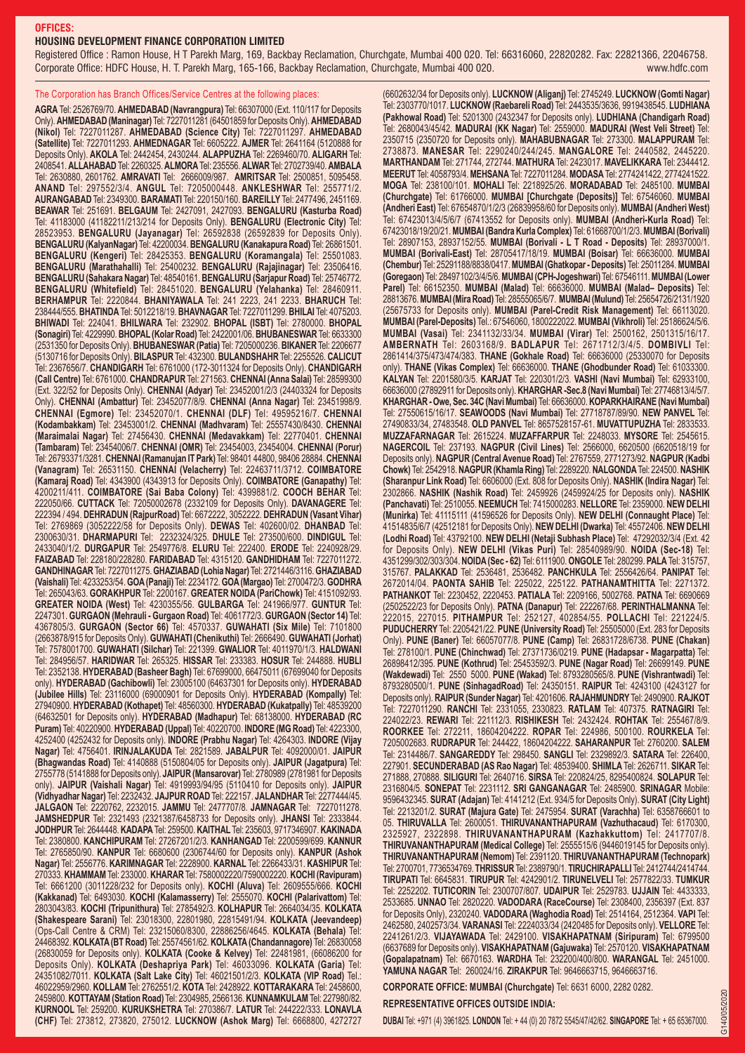**OFFICES:**

## HOUSING DEVELOPMENT FINANCE CORPORATION LIMITED

Registered Office : Ramon House, H T Parekh Marg, 169, Backbay Reclamation, Churchgate, Mumbai 400 020. Tel: 66316060, 22820282. Fax: 22821366, 22046758.
Corporate Office: HDFC House, H. T. Parekh Marg, 165-166, Backbay Reclamation, Churchgate, Mumbai 400 020. www.hdfc.com

The Corporation has Branch Offices/Service Centres at the following places:

**AGRA** Tel: 2526769/70. **AHMEDABAD (Navrangpura)** Tel: 66307000 (Ext. 110/117 for Deposits Only). **AHMEDABAD (Maninagar)** Tel: 7227011281 (64501859 for Deposits Only). **AHMEDABAD (Nikol)** Tel: 7227011287. **AHMEDABAD (Science City)** Tel: 7227011297. **AHMEDABAD (Satellite)** Tel: 7227011293. **AHMEDNAGAR** Tel: 6605222. **AJMER** Tel: 2641164 (5120888 for Deposits Only). **AKOLA** Tel: 2442454, 2430244. **ALAPPUZHA** Tel: 2269460/70. **ALIGARH** Tel: 2408541. **ALLAHABAD** Tel: 2260325. **ALMORA** Tel: 235556. **ALWAR** Tel: 2702739/40. **AMBALA** Tel: 2630880, 2601762. **AMRAVATI** Tel: 2666009/987. **AMRITSAR** Tel: 2500851, 5095458. **ANAND** Tel: 297552/3/4. **ANGUL** Tel: 7205000448. **ANKLESHWAR** Tel: 255771/2. **AURANGABAD** Tel: 2349300. **BARAMATI** Tel: 220150/160. **BAREILLY** Tel: 2477496, 2451169. **BEAWAR** Tel: 251691. **BELGAUM** Tel: 2427091, 2427093. **BENGALURU (Kasturba Road)** Tel: 41183000 (41182211/213/214 for Deposits Only). **BENGALURU (Electronic City)** Tel: 28523953. **BENGALURU (Jayanagar)** Tel: 26592838 (26592839 for Deposits Only). **BENGALURU (KalyanNagar)** Tel: 42200034. **BENGALURU (Kanakapura Road)** Tel: 26861501. **BENGALURU (Kengeri)** Tel: 28425353. **BENGALURU (Koramangala)** Tel: 25501083. **BENGALURU (Marathahalli)** Tel: 25400232. **BENGALURU (Rajajinagar)** Tel: 23506416. **BENGALURU (Sahakara Nagar)** Tel: 48540161. **BENGALURU (Sarjapur Road)** Tel: 25746772. **BENGALURU (Whitefield)** Tel: 28451020. **BENGALURU (Yelahanka)** Tel: 28460911. **BERHAMPUR** Tel: 2220844. **BHANIYAWALA** Tel: 241 2223, 241 2233. **BHARUCH** Tel: 238444/555. **BHATINDA** Tel: 5012218/19. **BHAVNAGAR** Tel: 7227011299. **BHILAI** Tel: 4075203. **BHIWADI** Tel: 224041. **BHILWARA** Tel: 232902. **BHOPAL (ISBT)** Tel: 2780000. **BHOPAL (Sonagiri)** Tel: 4229990. **BHOPAL (Kolar Road)** Tel: 2422001/06. **BHUBANESWAR** Tel: 6633300 (2531350 for Deposits Only). **BHUBANESWAR (Patia)** Tel: 7205000236. **BIKANER** Tel: 2206677 (5130716 for Deposits Only). **BILASPUR** Tel: 432300. **BULANDSHAHR** Tel: 2255526. **CALICUT** Tel: 2367656/7. **CHANDIGARH** Tel: 6761000 (172-3011324 for Deposits Only). **CHANDIGARH (Call Centre)** Tel: 6761000. **CHANDRAPUR** Tel: 271563. **CHENNAI (Anna Salai)** Tel: 28599300 (Ext. 322/52 for Deposits Only). **CHENNAI (Adyar)** Tel: 23452001/2/3 (24403324 for Deposits Only). **CHENNAI (Ambattur)** Tel: 23452077/8/9. **CHENNAI (Anna Nagar)** Tel: 23451998/9. **CHENNAI (Egmore)** Tel: 23452070/1. **CHENNAI (DLF)** Tel: 49595216/7. **CHENNAI (Kodambakkam)** Tel: 23453001/2. **CHENNAI (Madhvaram)** Tel: 25557430/8430. **CHENNAI (Maraimalai Nagar)** Tel: 27456430. **CHENNAI (Medavakkam)** Tel: 22770401. **CHENNAI (Tambaram)** Tel: 23454006/7. **CHENNAI (OMR)** Tel: 23454003, 23454004. **CHENNAI (Porur)** Tel: 26793371/3281. **CHENNAI (Ramanujan IT Park)** Tel: 98401 44800, 98406 28884. **CHENNAI (Vanagram)** Tel: 26531150. **CHENNAI (Velacherry)** Tel: 22463711/3712. **COIMBATORE (Kamaraj Road)** Tel: 4343900 (4343913 for Deposits Only). **COIMBATORE (Ganapathy)** Tel: 4200211/411. **COIMBATORE (Sai Baba Colony)** Tel: 4399881/2. **COOCH BEHAR** Tel: 222050/66. **CUTTACK** Tel: 72050002678 (2332109 for Deposits Only). **DAVANAGERE** Tel: 222394 / 494. **DEHRADUN (RajpurRoad)** Tel: 6672222, 3052222. **DEHRADUN (Vasant Vihar)** Tel: 2769869 (3052222/58 for Deposits Only). **DEWAS** Tel: 402600/02. **DHANBAD** Tel: 2300630/31. **DHARMAPURI** Tel: 2232324/325. **DHULE** Tel: 273500/600. **DINDIGUL** Tel: 2433040/1/2. **DURGAPUR** Tel: 2549776/8. **ELURU** Tel: 222400. **ERODE** Tel: 2240928/29. **FAIZABAD** Tel: 228180/228280. **FARIDABAD** Tel: 4315120. **GANDHIDHAM** Tel: 7227011272. **GANDHINAGAR** Tel: 7227011275. **GHAZIABAD (Lohia Nagar)** Tel: 2721446/3116. **GHAZIABAD (Vaishali)** Tel: 4233253/54. **GOA (Panaji)** Tel: 2234172. **GOA (Margao)** Tel: 2700472/3. **GODHRA** Tel: 265043/63. **GORAKHPUR** Tel: 2200167. **GREATER NOIDA (PariChowk)** Tel: 4151092/93. **GREATER NOIDA (West)** Tel: 4230355/56. **GULBARGA** Tel: 241966/977. **GUNTUR** Tel: 2247301. **GURGAON (Mehrauli - Gurgaon Road)** Tel: 4061772/3. **GURGAON (Sector 14)** Tel: 4367805/3. **GURGAON (Sector 66)** Tel: 4570337. **GUWAHATI (Six Mile)** Tel: 7101800 (2663878/915 for Deposits Only). **GUWAHATI (Chenikuthi)** Tel: 2666490. **GUWAHATI (Jorhat)** Tel: 7578001700. **GUWAHATI (Silchar)** Tel: 221399. **GWALIOR** Tel: 4011970/1/3. **HALDWANI** Tel: 284956/57. **HARIDWAR** Tel: 265325. **HISSAR** Tel: 233383. **HOSUR** Tel: 244888. **HUBLI** Tel: 2352138. **HYDERABAD (Basheer Bagh)** Tel: 67699000, 66475011 (67699040 for Deposits only). **HYDERABAD (Gachibowli)** Tel: 23005100 (64637301 for Deposits only). **HYDERABAD (Jubilee Hills)** Tel: 23116000 (69000901 for Deposits Only). **HYDERABAD (Kompally)** Tel: 27940900. **HYDERABAD (Kothapet)** Tel: 48560300. **HYDERABAD (Kukatpally)** Tel: 48539200 (64632501 for Deposits only). **HYDERABAD (Madhapur)** Tel: 68138000. **HYDERABAD (RC Puram)** Tel: 40220900. **HYDERABAD (Uppal)** Tel: 40220700. **INDORE (MG Road)** Tel: 4223300, 4252400 (4252432 for Deposits only). **INDORE (Prabhu Nagar)** Tel: 4264303. **INDORE (Vijay Nagar)** Tel: 4756401. **IRINJALAKUDA** Tel: 2821589. **JABALPUR** Tel: 4092000/01. **JAIPUR (Bhagwandas Road)** Tel: 4140888 (5150804/05 for Deposits only). **JAIPUR (Jagatpura)** Tel: 2755778 (5141888 for Deposits only). **JAIPUR (Mansarovar)** Tel: 2780989 (2781981 for Deposits only). **JAIPUR (Vaishali Nagar)** Tel: 4919993/94/95 (5110410 for Deposits only). **JAIPUR (Vidhyadhar Nagar)** Tel: 2232432. **JAJPUR ROAD** Tel: 222157. **JALANDHAR** Tel: 2277444/45. **JALGAON** Tel: 2220762, 2232015. **JAMMU** Tel: 2477707/8. **JAMNAGAR** Tel: 7227011278. **JAMSHEDPUR** Tel: 2321493 (2321387/6458733 for Deposits only). **JHANSI** Tel: 2333844. **JODHPUR** Tel: 2644448. **KADAPA** Tel: 259500. **KAITHAL** Tel: 235603, 9717346907. **KAKINADA** Tel: 2380800. **KANCHIPURAM** Tel: 27267201/2/3. **KANHANGAD** Tel: 2200599/699. **KANNUR** Tel: 2765850/90. **KANPUR** Tel: 6680600 (2306744/60 for Deposits only). **KANPUR (Ashok Nagar)** Tel: 2556776. **KARIMNAGAR** Tel: 2228900. **KARNAL** Tel: 2266433/31. **KASHIPUR** Tel: 270333. **KHAMMAM** Tel: 233000. **KHARAR** Tel: 7580002220/7590002220. **KOCHI (Ravipuram)** Tel: 6661200 (3011228/232 for Deposits only). **KOCHI (Aluva)** Tel: 2609555/666. **KOCHI (Kakkanad)** Tel: 6493030. **KOCHI (Kalamasserry)** Tel: 2555070. **KOCHI (Palarivattom)** Tel: 2803043/83. **KOCHI (Tripunithura)** Tel: 2785492/3. **KOLHAPUR** Tel: 2664034/35. **KOLKATA (Shakespeare Sarani)** Tel: 23018300, 22801980, 22815491/94. **KOLKATA (Jeevandeep)** (Ops-Call Centre & CRM) Tel: 23215060/8300, 22886256/4645. **KOLKATA (Behala)** Tel: 24468392. **KOLKATA (BT Road)** Tel: 25574561/62. **KOLKATA (Chandannagore)** Tel: 26830058 (26830059 for Deposits only). **KOLKATA (Cooke & Kelvey)** Tel: 22481981, (66086200 for Deposits Only). **KOLKATA (Deshapriya Park)** Tel: 46033096. **KOLKATA (Garia)** Tel: 24351082/7011. **KOLKATA (Salt Lake City)** Tel: 46021501/2/3. **KOLKATA (VIP Road)** Tel.: 46022959/2960. **KOLLAM** Tel: 2762551/2. **KOTA** Tel: 2428922. **KOTTARAKARA** Tel: 2458600, 2459800. **KOTTAYAM (Station Road)** Tel: 2304985, 2566136. **KUNNAMKULAM** Tel: 227980/82. **KURNOOL** Tel: 259200. **KURUKSHETRA** Tel: 270386/7. **LATUR** Tel: 244222/333. **LONAVLA (CHF)** Tel: 273812, 273820, 275012. **LUCKNOW (Ashok Marg)** Tel: 6668800, 4272727 (6602632/34 for Deposits only). **LUCKNOW (Aliganj)** Tel: 2745249. **LUCKNOW (Gomti Nagar)** Tel: 2303770/1017. **LUCKNOW (Raebareli Road)** Tel: 2443535/3636, 9919438545. **LUDHIANA (Pakhowal Road)** Tel: 5201300 (2432347 for Deposits only). **LUDHIANA (Chandigarh Road)** Tel: 2680043/45/42. **MADURAI (KK Nagar)** Tel: 2559000. **MADURAI (West Veli Street)** Tel: 2350715 (2350720 for Deposits only). **MAHABUBNAGAR** Tel: 273300. **MALAPPURAM** Tel: 2738873. **MANESAR** Tel: 2290240/244/245. **MANGALORE** Tel: 2440582, 2445220. **MARTHANDAM** Tel: 271744, 272744. **MATHURA** Tel: 2423017. **MAVELIKKARA** Tel: 2344412. **MEERUT** Tel: 4058793/4. **MEHSANA** Tel: 7227011284. **MODASA** Tel: 2774241422, 2774241522. **MOGA** Tel: 238100/101. **MOHALI** Tel: 2218925/26. **MORADABAD** Tel: 2485100. **MUMBAI (Churchgate)** Tel: 61766000. **MUMBAI [Churchgate (Deposits)]** Tel: 67546060. **MUMBAI (Andheri East)** Tel: 67654870/1/2/3 (26839958/60 for Deposits only). **MUMBAI (Andheri West)** Tel: 67423013/4/5/6/7 (67413552 for Deposits only). **MUMBAI (Andheri-Kurla Road)** Tel: 67423018/19/20/21. **MUMBAI (Bandra Kurla Complex)** Tel: 61668700/1/2/3. **MUMBAI (Borivali)** Tel: 28907153, 28937152/55. **MUMBAI (Borivali - L T Road - Deposits)** Tel: 28937000/1. **MUMBAI (Borivali-East)** Tel: 28705417/18/19. **MUMBAI (Boisar)** Tel: 66636000. **MUMBAI (Chembur)** Tel: 25291188/8838/0417. **MUMBAI (Ghatkopar - Deposits)** Tel: 25011284. **MUMBAI (Goregaon)** Tel: 28497102/3/4/5/6. **MUMBAI (CPH-Jogeshwari)** Tel: 67546111. **MUMBAI (Lower Parel)** Tel: 66152350. **MUMBAI (Malad)** Tel: 66636000. **MUMBAI (Malad– Deposits)** Tel: 28813676. **MUMBAI (Mira Road)** Tel: 28555065/6/7. **MUMBAI (Mulund)** Tel: 25654726/2131/1920 (25675733 for Deposits only). **MUMBAI (Parel-Credit Risk Management)** Tel: 66113020. **MUMBAI (Parel-Deposits)** Tel.: 67546060, 1800222022. **MUMBAI (Vikhroli)** Tel: 25186624/5/6. **MUMBAI (Vasai)** Tel: 2341132/33/34. **MUMBAI (Virar)** Tel: 2500162, 2501315/16/17. **AMBERNATH** Tel: 2603168/9. **BADLAPUR** Tel: 2671712/3/4/5. **DOMBIVLI** Tel: 2861414/375/473/474/383. **THANE (Gokhale Road)** Tel: 66636000 (25330070 for Deposits only). **THANE (Vikas Complex)** Tel: 66636000. **THANE (Ghodbunder Road)** Tel: 61033300. **KALYAN** Tel: 2201580/3/5. **KARJAT** Tel: 220301/2/3. **VASHI (Navi Mumbai)** Tel: 62933100, 66636000 (27892911 for Deposits only). **KHARGHAR -Sec.8 (Navi Mumbai)** Tel: 27746813/4/5/7. **KHARGHAR - Owe, Sec. 34C (Navi Mumbai)** Tel: 66636000. **KOPARKHAIRANE (Navi Mumbai)** Tel: 27550615/16/17. **SEAWOODS (Navi Mumbai)** Tel: 27718787/89/90. **NEW PANVEL** Tel: 27490833/34, 27483548. **OLD PANVEL** Tel: 8657528157-61. **MUVATTUPUZHA** Tel: 2833533. **MUZZAFARNAGAR** Tel: 2615224. **MUZAFFARPUR** Tel: 2248033. **MYSORE** Tel: 2545615. **NAGERCOIL** Tel: 237193. **NAGPUR (Civil Lines)** Tel: 2566000, 6620500 (6620518/19 for Deposits only). **NAGPUR (Central Avenue Road)** Tel: 2767559, 2771273/92. **NAGPUR (Kadbi Chowk)** Tel: 2542918. **NAGPUR (Khamla Ring)** Tel: 2289220. **NALGONDA** Tel: 224500. **NASHIK (Sharanpur Link Road)** Tel: 6606000 (Ext. 808 for Deposits Only). **NASHIK (Indira Nagar)** Tel: 2302866. **NASHIK (Nashik Road)** Tel: 2459926 (2459924/25 for Deposits only). **NASHIK (Panchavati)** Tel: 2510055. **NEEMUCH** Tel: 7415000283. **NELLORE** Tel: 2359000. **NEW DELHI (Munirka)** Tel: 41115111 (41596526 for Deposits Only). **NEW DELHI (Connaught Place)** Tel: 41514835/6/7 (42512181 for Deposits Only). **NEW DELHI (Dwarka)** Tel: 45572406. **NEW DELHI (Lodhi Road)** Tel: 43792100. **NEW DELHI (Netaji Subhash Place)** Tel: 47292032/3/4 (Ext. 42 for Deposits Only). **NEW DELHI (Vikas Puri)** Tel: 28540989/90. **NOIDA (Sec-18)** Tel: 4351299/302/303/304. **NOIDA (Sec - 62)** Tel: 6111900. **ONGOLE** Tel: 280299. **PALA** Tel: 315757, 315767. **PALAKKAD** Tel: 2536481, 2536482. **PANCHKULA** Tel: 2556426/64. **PANIPAT** Tel: 2672014/04. **PAONTA SAHIB** Tel: 225022, 225122. **PATHANAMTHITTA** Tel: 2271372. **PATHANKOT** Tel: 2230452, 2220453. **PATIALA** Tel: 2209166, 5002768. **PATNA** Tel: 6690669 (2502522/23 for Deposits only). **PATNA (Danapur)** Tel: 222267/68. **PERINTHALMANNA** Tel: 222015, 227015. **PITHAMPUR** Tel: 252127, 402854/55. **POLLACHI** Tel: 221224/5. **PUDUCHERRY** Tel: 2205421/22. **PUNE (University Road)** Tel: 25505000 (Ext. 283 for Deposits Only). **PUNE (Baner)** Tel: 66057077/8. **PUNE (Camp)** Tel: 26831728/6738. **PUNE (Chakan)** Tel: 278100/1. **PUNE (Chinchwad)** Tel: 27371736/0219. **PUNE (Hadapsar - Magarpatta)** Tel: 26898412/395. **PUNE (Kothrud)** Tel: 25453592/3. **PUNE (Nagar Road)** Tel: 26699149. **PUNE (Wakdewadi)** Tel: 2550 5000. **PUNE (Wakad)** Tel: 8793280565/8. **PUNE (Vishrantwadi)** Tel: 8793280500/1. **PUNE (SinhagadRoad)** Tel: 24350151. **RAIPUR** Tel: 4243100 (4243127 for Deposits only). **RAIPUR (Sunder Nagar)** Tel: 4201606. **RAJAHMUNDRY** Tel: 2490900. **RAJKOT** Tel: 7227011290. **RANCHI** Tel: 2331055, 2330823. **RATLAM** Tel: 407375. **RATNAGIRI** Tel: 224022/23. **REWARI** Tel: 221112/3. **RISHIKESH** Tel: 2432424. **ROHTAK** Tel: 255467/8/9. **ROORKEE** Tel: 272211, 18604204222. **ROPAR** Tel: 224986, 500100. **ROURKELA** Tel: 7205002683. **RUDRAPUR** Tel: 244422, 18604204222. **SAHARANPUR** Tel: 2760200. **SALEM** Tel: 2314486/7. **SANGAREDDY** Tel: 298450. **SANGLI** Tel: 2329892/3. **SATARA** Tel: 226400, 227901. **SECUNDERABAD (AS Rao Nagar)** Tel: 48539400. **SHIMLA** Tel: 2626711. **SIKAR** Tel: 271888, 270888. **SILIGURI** Tel: 2640716. **SIRSA** Tel: 220824/25, 8295400824. **SOLAPUR** Tel: 2316804/5. **SONEPAT** Tel: 2231112. **SRI GANGANAGAR** Tel: 2485900. **SRINAGAR** Mobile: 9596432345. **SURAT (Adajan)** Tel: 4141212 (Ext. 934/5 for Deposits Only). **SURAT (City Light)** Tel: 2213201/2. **SURAT (Majura Gate)** Tel: 2475954. **SURAT (Varachha)** Tel: 6358766601 to 05. **THIRUVALLA** Tel: 2600051. **THIRUVANANTHAPURAM (Vazhuthacaud)** Tel: 6170300, 2325927, 2322898. **THIRUVANANTHAPURAM (Kazhakkuttom)** Tel: 2417707/8. **THIRUVANANTHAPURAM (Medical College)** Tel: 2555515/6 (9446019145 for Deposits only). **THIRUVANANTHAPURAM (Nemom)** Tel: 2391120. **THIRUVANANTHAPURAM (Technopark)** Tel: 2700701, 7736534769. **THRISSUR** Tel: 2389790/1. **TIRUCHIRAPALLI** Tel: 2412744/2414744. **TIRUPATI** Tel: 6645831. **TIRUPUR** Tel: 4242901/2. **TIRUNELVELI** Tel: 2577822/33. **TUMKUR** Tel: 2252202. **TUTICORIN** Tel: 2300707/807. **UDAIPUR** Tel: 2529783. **UJJAIN** Tel: 4433333, 2533685. **UNNAO** Tel: 2820220. **VADODARA (RaceCourse)** Tel: 2308400, 2356397 (Ext. 837 for Deposits Only), 2320240. **VADODARA (Waghodia Road)** Tel: 2514164, 2512364. **VAPI** Tel: 2462580, 2402573/34. **VARANASI** Tel: 2224033/34 (2420485 for Deposits only). **VELLORE** Tel: 2241261/2/3. **VIJAYAWADA** Tel: 2429100. **VISAKHAPATNAM (Siripuram)** Tel: 6799500 (6637689 for Deposits only). **VISAKHAPATNAM (Gajuwaka)** Tel: 2570120. **VISAKHAPATNAM (Gopalapatnam)** Tel: 6670163. **WARDHA** Tel: 232200/400/800. **WARANGAL** Tel: 2451000. **YAMUNA NAGAR** Tel: 260024/16. **ZIRAKPUR** Tel: 9646663715, 9646663716.

**CORPORATE OFFICE: MUMBAI (Churchgate)** Tel: 6631 6000, 2282 0282.

**REPRESENTATIVE OFFICES OUTSIDE INDIA:**

**DUBAI** Tel: +971 (4) 3961825. **LONDON** Tel: + 44 (0) 20 7872 5545/47/42/62. **SINGAPORE** Tel: + 65 65367000.

G14/05/2020